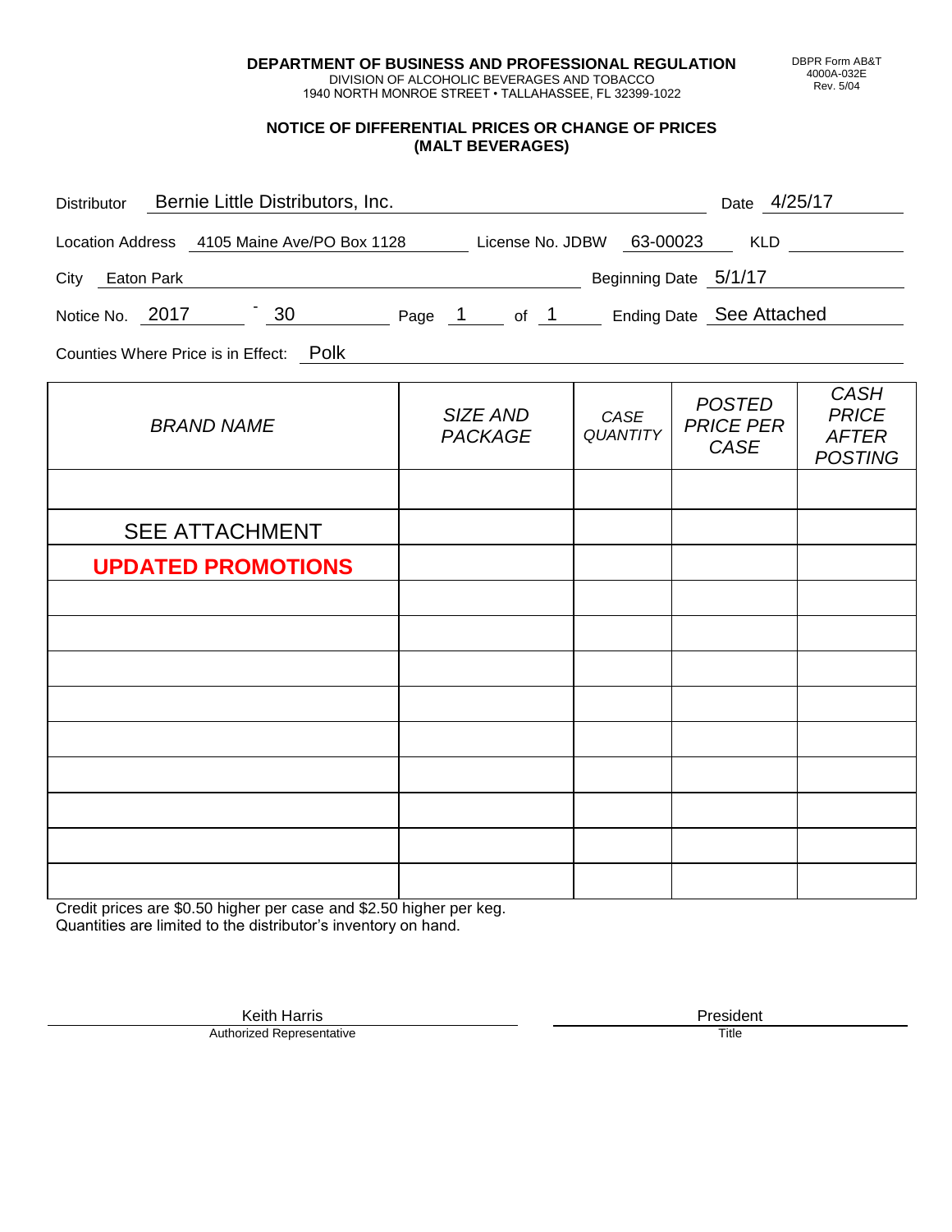**DEPARTMENT OF BUSINESS AND PROFESSIONAL REGULATION**
DIVISION OF ALCOHOLIC BEVERAGES AND TOBACCO
1940 NORTH MONROE STREET • TALLAHASSEE, FL 32399-1022

DBPR Form AB&T
4000A-032E
Rev. 5/04

## NOTICE OF DIFFERENTIAL PRICES OR CHANGE OF PRICES (MALT BEVERAGES)

Distributor: Bernie Little Distributors, Inc.  Date: 4/25/17

Location Address: 4105 Maine Ave/PO Box 1128  License No. JDBW 63-00023  KLD

City: Eaton Park  Beginning Date: 5/1/17

Notice No. 2017 - 30  Page 1 of 1  Ending Date: See Attached

Counties Where Price is in Effect: Polk

| *BRAND NAME* | *SIZE AND PACKAGE* | *CASE QUANTITY* | *POSTED PRICE PER CASE* | *CASH PRICE AFTER POSTING* |
|---|---|---|---|---|
| | | | | |
| SEE ATTACHMENT | | | | |
| **UPDATED PROMOTIONS** | | | | |
| | | | | |
| | | | | |
| | | | | |
| | | | | |
| | | | | |
| | | | | |
| | | | | |
| | | | | |
| | | | | |

Credit prices are $0.50 higher per case and $2.50 higher per keg.
Quantities are limited to the distributor's inventory on hand.

Keith Harris
Authorized Representative

President
Title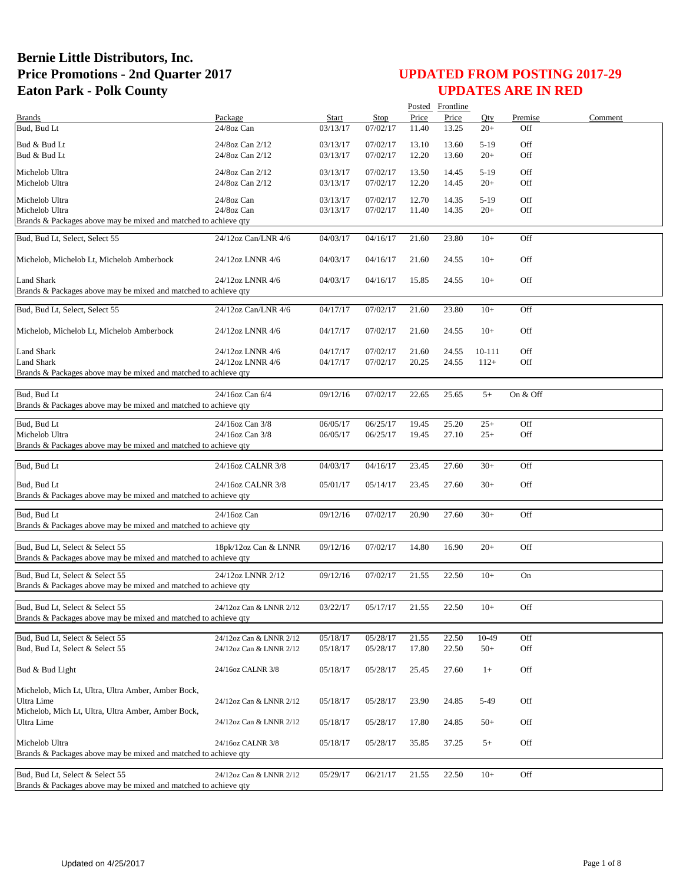# Bernie Little Distributors, Inc.
# Price Promotions - 2nd Quarter 2017
# Eaton Park - Polk County

## UPDATED FROM POSTING 2017-29
## UPDATES ARE IN RED

| Brands | Package | Start | Stop | Posted Price | Frontline Price | Qty | Premise | Comment |
|---|---|---|---|---|---|---|---|---|
| Bud, Bud Lt | 24/8oz Can | 03/13/17 | 07/02/17 | 11.40 | 13.25 | 20+ | Off | |
| Bud & Bud Lt | 24/8oz Can 2/12 | 03/13/17 | 07/02/17 | 13.10 | 13.60 | 5-19 | Off | |
| Bud & Bud Lt | 24/8oz Can 2/12 | 03/13/17 | 07/02/17 | 12.20 | 13.60 | 20+ | Off | |
| Michelob Ultra | 24/8oz Can 2/12 | 03/13/17 | 07/02/17 | 13.50 | 14.45 | 5-19 | Off | |
| Michelob Ultra | 24/8oz Can 2/12 | 03/13/17 | 07/02/17 | 12.20 | 14.45 | 20+ | Off | |
| Michelob Ultra | 24/8oz Can | 03/13/17 | 07/02/17 | 12.70 | 14.35 | 5-19 | Off | |
| Michelob Ultra | 24/8oz Can | 03/13/17 | 07/02/17 | 11.40 | 14.35 | 20+ | Off | |
| Brands & Packages above may be mixed and matched to achieve qty | | | | | | | | |
| Bud, Bud Lt, Select, Select 55 | 24/12oz Can/LNR 4/6 | 04/03/17 | 04/16/17 | 21.60 | 23.80 | 10+ | Off | |
| Michelob, Michelob Lt, Michelob Amberbock | 24/12oz LNNR 4/6 | 04/03/17 | 04/16/17 | 21.60 | 24.55 | 10+ | Off | |
| Land Shark | 24/12oz LNNR 4/6 | 04/03/17 | 04/16/17 | 15.85 | 24.55 | 10+ | Off | |
| Brands & Packages above may be mixed and matched to achieve qty | | | | | | | | |
| Bud, Bud Lt, Select, Select 55 | 24/12oz Can/LNR 4/6 | 04/17/17 | 07/02/17 | 21.60 | 23.80 | 10+ | Off | |
| Michelob, Michelob Lt, Michelob Amberbock | 24/12oz LNNR 4/6 | 04/17/17 | 07/02/17 | 21.60 | 24.55 | 10+ | Off | |
| Land Shark | 24/12oz LNNR 4/6 | 04/17/17 | 07/02/17 | 21.60 | 24.55 | 10-111 | Off | |
| Land Shark | 24/12oz LNNR 4/6 | 04/17/17 | 07/02/17 | 20.25 | 24.55 | 112+ | Off | |
| Brands & Packages above may be mixed and matched to achieve qty | | | | | | | | |
| Bud, Bud Lt | 24/16oz Can 6/4 | 09/12/16 | 07/02/17 | 22.65 | 25.65 | 5+ | On & Off | |
| Brands & Packages above may be mixed and matched to achieve qty | | | | | | | | |
| Bud, Bud Lt | 24/16oz Can 3/8 | 06/05/17 | 06/25/17 | 19.45 | 25.20 | 25+ | Off | |
| Michelob Ultra | 24/16oz Can 3/8 | 06/05/17 | 06/25/17 | 19.45 | 27.10 | 25+ | Off | |
| Brands & Packages above may be mixed and matched to achieve qty | | | | | | | | |
| Bud, Bud Lt | 24/16oz CALNR 3/8 | 04/03/17 | 04/16/17 | 23.45 | 27.60 | 30+ | Off | |
| Bud, Bud Lt | 24/16oz CALNR 3/8 | 05/01/17 | 05/14/17 | 23.45 | 27.60 | 30+ | Off | |
| Brands & Packages above may be mixed and matched to achieve qty | | | | | | | | |
| Bud, Bud Lt | 24/16oz Can | 09/12/16 | 07/02/17 | 20.90 | 27.60 | 30+ | Off | |
| Brands & Packages above may be mixed and matched to achieve qty | | | | | | | | |
| Bud, Bud Lt, Select & Select 55 | 18pk/12oz Can & LNNR | 09/12/16 | 07/02/17 | 14.80 | 16.90 | 20+ | Off | |
| Brands & Packages above may be mixed and matched to achieve qty | | | | | | | | |
| Bud, Bud Lt, Select & Select 55 | 24/12oz LNNR 2/12 | 09/12/16 | 07/02/17 | 21.55 | 22.50 | 10+ | On | |
| Brands & Packages above may be mixed and matched to achieve qty | | | | | | | | |
| Bud, Bud Lt, Select & Select 55 | 24/12oz Can & LNNR 2/12 | 03/22/17 | 05/17/17 | 21.55 | 22.50 | 10+ | Off | |
| Brands & Packages above may be mixed and matched to achieve qty | | | | | | | | |
| Bud, Bud Lt, Select & Select 55 | 24/12oz Can & LNNR 2/12 | 05/18/17 | 05/28/17 | 21.55 | 22.50 | 10-49 | Off | |
| Bud, Bud Lt, Select & Select 55 | 24/12oz Can & LNNR 2/12 | 05/18/17 | 05/28/17 | 17.80 | 22.50 | 50+ | Off | |
| Bud & Bud Light | 24/16oz CALNR 3/8 | 05/18/17 | 05/28/17 | 25.45 | 27.60 | 1+ | Off | |
| Michelob, Mich Lt, Ultra, Ultra Amber, Amber Bock, Ultra Lime | 24/12oz Can & LNNR 2/12 | 05/18/17 | 05/28/17 | 23.90 | 24.85 | 5-49 | Off | |
| Michelob, Mich Lt, Ultra, Ultra Amber, Amber Bock, Ultra Lime | 24/12oz Can & LNNR 2/12 | 05/18/17 | 05/28/17 | 17.80 | 24.85 | 50+ | Off | |
| Michelob Ultra | 24/16oz CALNR 3/8 | 05/18/17 | 05/28/17 | 35.85 | 37.25 | 5+ | Off | |
| Brands & Packages above may be mixed and matched to achieve qty | | | | | | | | |
| Bud, Bud Lt, Select & Select 55 | 24/12oz Can & LNNR 2/12 | 05/29/17 | 06/21/17 | 21.55 | 22.50 | 10+ | Off | |
| Brands & Packages above may be mixed and matched to achieve qty | | | | | | | | |

Updated on 4/25/2017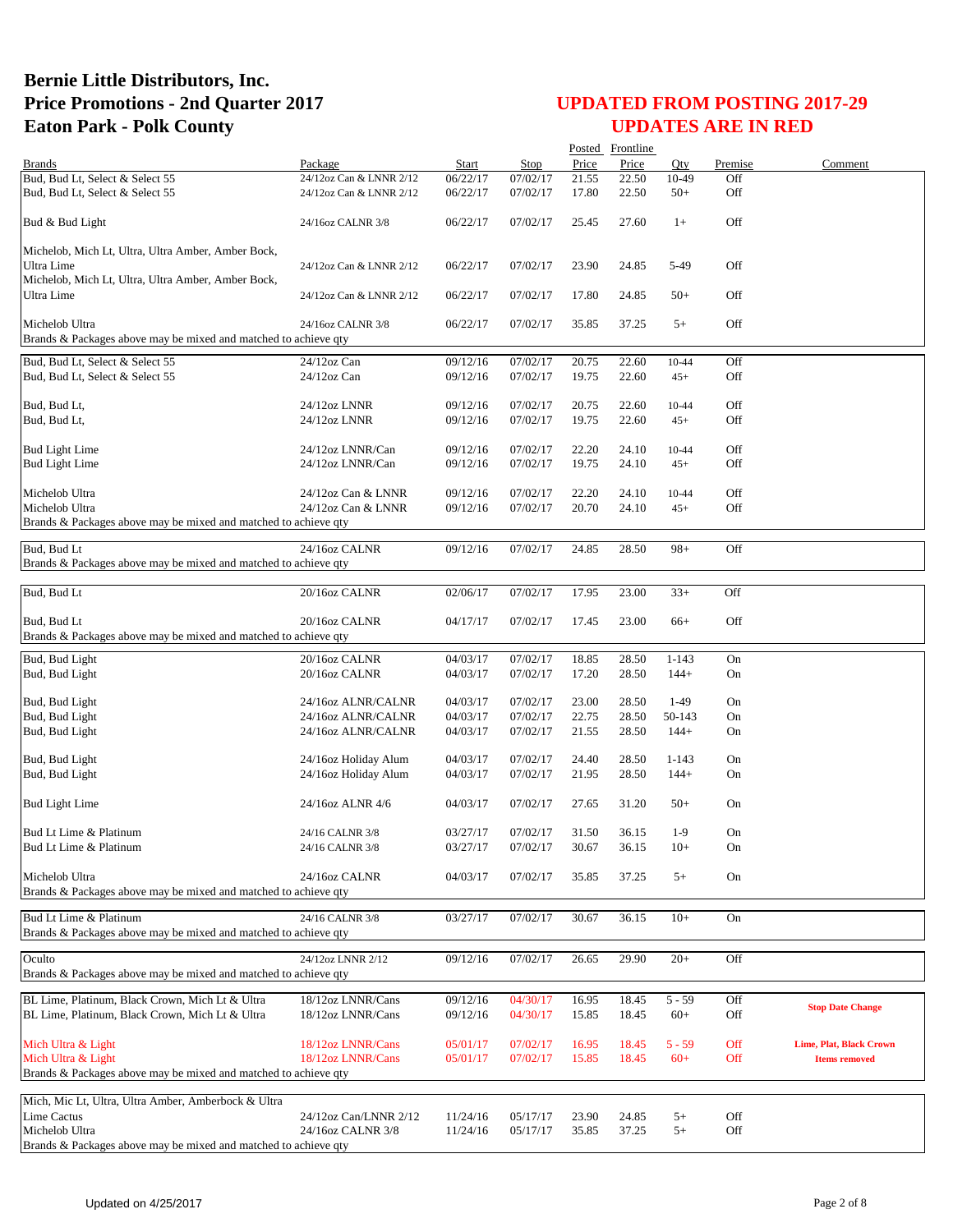# Bernie Little Distributors, Inc.
# Price Promotions - 2nd Quarter 2017
# Eaton Park - Polk County

## UPDATED FROM POSTING 2017-29
## UPDATES ARE IN RED

| Brands | Package | Start | Stop | Posted Price | Frontline Price | Qty | Premise | Comment |
|---|---|---|---|---|---|---|---|---|
| Bud, Bud Lt, Select & Select 55 | 24/12oz Can & LNNR 2/12 | 06/22/17 | 07/02/17 | 21.55 | 22.50 | 10-49 | Off | |
| Bud, Bud Lt, Select & Select 55 | 24/12oz Can & LNNR 2/12 | 06/22/17 | 07/02/17 | 17.80 | 22.50 | 50+ | Off | |
| Bud & Bud Light | 24/16oz CALNR 3/8 | 06/22/17 | 07/02/17 | 25.45 | 27.60 | 1+ | Off | |
| Michelob, Mich Lt, Ultra, Ultra Amber, Amber Bock, Ultra Lime | 24/12oz Can & LNNR 2/12 | 06/22/17 | 07/02/17 | 23.90 | 24.85 | 5-49 | Off | |
| Michelob, Mich Lt, Ultra, Ultra Amber, Amber Bock, Ultra Lime | 24/12oz Can & LNNR 2/12 | 06/22/17 | 07/02/17 | 17.80 | 24.85 | 50+ | Off | |
| Michelob Ultra | 24/16oz CALNR 3/8 | 06/22/17 | 07/02/17 | 35.85 | 37.25 | 5+ | Off | |
| Brands & Packages above may be mixed and matched to achieve qty | | | | | | | | |
| Bud, Bud Lt, Select & Select 55 | 24/12oz Can | 09/12/16 | 07/02/17 | 20.75 | 22.60 | 10-44 | Off | |
| Bud, Bud Lt, Select & Select 55 | 24/12oz Can | 09/12/16 | 07/02/17 | 19.75 | 22.60 | 45+ | Off | |
| Bud, Bud Lt, | 24/12oz LNNR | 09/12/16 | 07/02/17 | 20.75 | 22.60 | 10-44 | Off | |
| Bud, Bud Lt, | 24/12oz LNNR | 09/12/16 | 07/02/17 | 19.75 | 22.60 | 45+ | Off | |
| Bud Light Lime | 24/12oz LNNR/Can | 09/12/16 | 07/02/17 | 22.20 | 24.10 | 10-44 | Off | |
| Bud Light Lime | 24/12oz LNNR/Can | 09/12/16 | 07/02/17 | 19.75 | 24.10 | 45+ | Off | |
| Michelob Ultra | 24/12oz Can & LNNR | 09/12/16 | 07/02/17 | 22.20 | 24.10 | 10-44 | Off | |
| Michelob Ultra | 24/12oz Can & LNNR | 09/12/16 | 07/02/17 | 20.70 | 24.10 | 45+ | Off | |
| Brands & Packages above may be mixed and matched to achieve qty | | | | | | | | |
| Bud, Bud Lt | 24/16oz CALNR | 09/12/16 | 07/02/17 | 24.85 | 28.50 | 98+ | Off | |
| Brands & Packages above may be mixed and matched to achieve qty | | | | | | | | |
| Bud, Bud Lt | 20/16oz CALNR | 02/06/17 | 07/02/17 | 17.95 | 23.00 | 33+ | Off | |
| Bud, Bud Lt | 20/16oz CALNR | 04/17/17 | 07/02/17 | 17.45 | 23.00 | 66+ | Off | |
| Brands & Packages above may be mixed and matched to achieve qty | | | | | | | | |
| Bud, Bud Light | 20/16oz CALNR | 04/03/17 | 07/02/17 | 18.85 | 28.50 | 1-143 | On | |
| Bud, Bud Light | 20/16oz CALNR | 04/03/17 | 07/02/17 | 17.20 | 28.50 | 144+ | On | |
| Bud, Bud Light | 24/16oz ALNR/CALNR | 04/03/17 | 07/02/17 | 23.00 | 28.50 | 1-49 | On | |
| Bud, Bud Light | 24/16oz ALNR/CALNR | 04/03/17 | 07/02/17 | 22.75 | 28.50 | 50-143 | On | |
| Bud, Bud Light | 24/16oz ALNR/CALNR | 04/03/17 | 07/02/17 | 21.55 | 28.50 | 144+ | On | |
| Bud, Bud Light | 24/16oz Holiday Alum | 04/03/17 | 07/02/17 | 24.40 | 28.50 | 1-143 | On | |
| Bud, Bud Light | 24/16oz Holiday Alum | 04/03/17 | 07/02/17 | 21.95 | 28.50 | 144+ | On | |
| Bud Light Lime | 24/16oz ALNR 4/6 | 04/03/17 | 07/02/17 | 27.65 | 31.20 | 50+ | On | |
| Bud Lt Lime & Platinum | 24/16 CALNR 3/8 | 03/27/17 | 07/02/17 | 31.50 | 36.15 | 1-9 | On | |
| Bud Lt Lime & Platinum | 24/16 CALNR 3/8 | 03/27/17 | 07/02/17 | 30.67 | 36.15 | 10+ | On | |
| Michelob Ultra | 24/16oz CALNR | 04/03/17 | 07/02/17 | 35.85 | 37.25 | 5+ | On | |
| Brands & Packages above may be mixed and matched to achieve qty | | | | | | | | |
| Bud Lt Lime & Platinum | 24/16 CALNR 3/8 | 03/27/17 | 07/02/17 | 30.67 | 36.15 | 10+ | On | |
| Brands & Packages above may be mixed and matched to achieve qty | | | | | | | | |
| Oculto | 24/12oz LNNR 2/12 | 09/12/16 | 07/02/17 | 26.65 | 29.90 | 20+ | Off | |
| Brands & Packages above may be mixed and matched to achieve qty | | | | | | | | |
| BL Lime, Platinum, Black Crown, Mich Lt & Ultra | 18/12oz LNNR/Cans | 09/12/16 | 04/30/17 | 16.95 | 18.45 | 5 - 59 | Off | **Stop Date Change** |
| BL Lime, Platinum, Black Crown, Mich Lt & Ultra | 18/12oz LNNR/Cans | 09/12/16 | 04/30/17 | 15.85 | 18.45 | 60+ | Off | |
| Mich Ultra & Light | 18/12oz LNNR/Cans | 05/01/17 | 07/02/17 | 16.95 | 18.45 | 5 - 59 | Off | **Lime, Plat, Black Crown** |
| Mich Ultra & Light | 18/12oz LNNR/Cans | 05/01/17 | 07/02/17 | 15.85 | 18.45 | 60+ | Off | **Items removed** |
| Brands & Packages above may be mixed and matched to achieve qty | | | | | | | | |
| Mich, Mic Lt, Ultra, Ultra Amber, Amberbock & Ultra Lime Cactus | 24/12oz Can/LNNR 2/12 | 11/24/16 | 05/17/17 | 23.90 | 24.85 | 5+ | Off | |
| Michelob Ultra | 24/16oz CALNR 3/8 | 11/24/16 | 05/17/17 | 35.85 | 37.25 | 5+ | Off | |
| Brands & Packages above may be mixed and matched to achieve qty | | | | | | | | |

Updated on 4/25/2017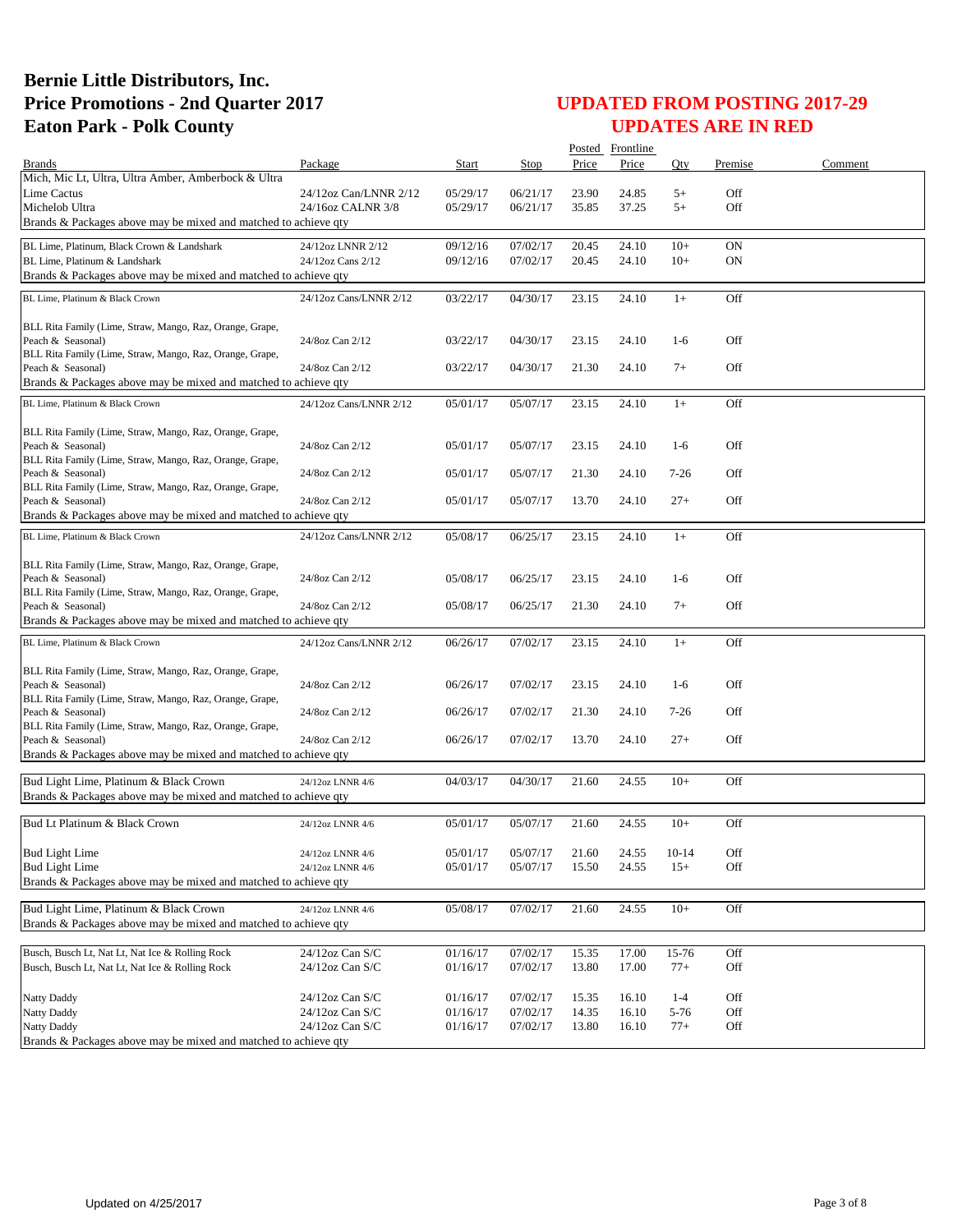# Bernie Little Distributors, Inc.
# Price Promotions - 2nd Quarter 2017
# Eaton Park - Polk County

## UPDATED FROM POSTING 2017-29
## UPDATES ARE IN RED

| Brands | Package | Start | Stop | Posted Price | Frontline Price | Qty | Premise | Comment |
|---|---|---|---|---|---|---|---|---|
| Mich, Mic Lt, Ultra, Ultra Amber, Amberbock & Ultra | | | | | | | | |
| Lime Cactus | 24/12oz Can/LNNR 2/12 | 05/29/17 | 06/21/17 | 23.90 | 24.85 | 5+ | Off | |
| Michelob Ultra | 24/16oz CALNR 3/8 | 05/29/17 | 06/21/17 | 35.85 | 37.25 | 5+ | Off | |
| Brands & Packages above may be mixed and matched to achieve qty | | | | | | | | |
| BL Lime, Platinum, Black Crown & Landshark | 24/12oz LNNR 2/12 | 09/12/16 | 07/02/17 | 20.45 | 24.10 | 10+ | ON | |
| BL Lime, Platinum & Landshark | 24/12oz Cans 2/12 | 09/12/16 | 07/02/17 | 20.45 | 24.10 | 10+ | ON | |
| Brands & Packages above may be mixed and matched to achieve qty | | | | | | | | |
| BL Lime, Platinum & Black Crown | 24/12oz Cans/LNNR 2/12 | 03/22/17 | 04/30/17 | 23.15 | 24.10 | 1+ | Off | |
| BLL Rita Family (Lime, Straw, Mango, Raz, Orange, Grape, Peach & Seasonal) | 24/8oz Can 2/12 | 03/22/17 | 04/30/17 | 23.15 | 24.10 | 1-6 | Off | |
| BLL Rita Family (Lime, Straw, Mango, Raz, Orange, Grape, Peach & Seasonal) | 24/8oz Can 2/12 | 03/22/17 | 04/30/17 | 21.30 | 24.10 | 7+ | Off | |
| Brands & Packages above may be mixed and matched to achieve qty | | | | | | | | |
| BL Lime, Platinum & Black Crown | 24/12oz Cans/LNNR 2/12 | 05/01/17 | 05/07/17 | 23.15 | 24.10 | 1+ | Off | |
| BLL Rita Family (Lime, Straw, Mango, Raz, Orange, Grape, Peach & Seasonal) | 24/8oz Can 2/12 | 05/01/17 | 05/07/17 | 23.15 | 24.10 | 1-6 | Off | |
| BLL Rita Family (Lime, Straw, Mango, Raz, Orange, Grape, Peach & Seasonal) | 24/8oz Can 2/12 | 05/01/17 | 05/07/17 | 21.30 | 24.10 | 7-26 | Off | |
| BLL Rita Family (Lime, Straw, Mango, Raz, Orange, Grape, Peach & Seasonal) | 24/8oz Can 2/12 | 05/01/17 | 05/07/17 | 13.70 | 24.10 | 27+ | Off | |
| Brands & Packages above may be mixed and matched to achieve qty | | | | | | | | |
| BL Lime, Platinum & Black Crown | 24/12oz Cans/LNNR 2/12 | 05/08/17 | 06/25/17 | 23.15 | 24.10 | 1+ | Off | |
| BLL Rita Family (Lime, Straw, Mango, Raz, Orange, Grape, Peach & Seasonal) | 24/8oz Can 2/12 | 05/08/17 | 06/25/17 | 23.15 | 24.10 | 1-6 | Off | |
| BLL Rita Family (Lime, Straw, Mango, Raz, Orange, Grape, Peach & Seasonal) | 24/8oz Can 2/12 | 05/08/17 | 06/25/17 | 21.30 | 24.10 | 7+ | Off | |
| Brands & Packages above may be mixed and matched to achieve qty | | | | | | | | |
| BL Lime, Platinum & Black Crown | 24/12oz Cans/LNNR 2/12 | 06/26/17 | 07/02/17 | 23.15 | 24.10 | 1+ | Off | |
| BLL Rita Family (Lime, Straw, Mango, Raz, Orange, Grape, Peach & Seasonal) | 24/8oz Can 2/12 | 06/26/17 | 07/02/17 | 23.15 | 24.10 | 1-6 | Off | |
| BLL Rita Family (Lime, Straw, Mango, Raz, Orange, Grape, Peach & Seasonal) | 24/8oz Can 2/12 | 06/26/17 | 07/02/17 | 21.30 | 24.10 | 7-26 | Off | |
| BLL Rita Family (Lime, Straw, Mango, Raz, Orange, Grape, Peach & Seasonal) | 24/8oz Can 2/12 | 06/26/17 | 07/02/17 | 13.70 | 24.10 | 27+ | Off | |
| Brands & Packages above may be mixed and matched to achieve qty | | | | | | | | |
| Bud Light Lime, Platinum & Black Crown | 24/12oz LNNR 4/6 | 04/03/17 | 04/30/17 | 21.60 | 24.55 | 10+ | Off | |
| Brands & Packages above may be mixed and matched to achieve qty | | | | | | | | |
| Bud Lt Platinum & Black Crown | 24/12oz LNNR 4/6 | 05/01/17 | 05/07/17 | 21.60 | 24.55 | 10+ | Off | |
| Bud Light Lime | 24/12oz LNNR 4/6 | 05/01/17 | 05/07/17 | 21.60 | 24.55 | 10-14 | Off | |
| Bud Light Lime | 24/12oz LNNR 4/6 | 05/01/17 | 05/07/17 | 15.50 | 24.55 | 15+ | Off | |
| Brands & Packages above may be mixed and matched to achieve qty | | | | | | | | |
| Bud Light Lime, Platinum & Black Crown | 24/12oz LNNR 4/6 | 05/08/17 | 07/02/17 | 21.60 | 24.55 | 10+ | Off | |
| Brands & Packages above may be mixed and matched to achieve qty | | | | | | | | |
| Busch, Busch Lt, Nat Lt, Nat Ice & Rolling Rock | 24/12oz Can S/C | 01/16/17 | 07/02/17 | 15.35 | 17.00 | 15-76 | Off | |
| Busch, Busch Lt, Nat Lt, Nat Ice & Rolling Rock | 24/12oz Can S/C | 01/16/17 | 07/02/17 | 13.80 | 17.00 | 77+ | Off | |
| Natty Daddy | 24/12oz Can S/C | 01/16/17 | 07/02/17 | 15.35 | 16.10 | 1-4 | Off | |
| Natty Daddy | 24/12oz Can S/C | 01/16/17 | 07/02/17 | 14.35 | 16.10 | 5-76 | Off | |
| Natty Daddy | 24/12oz Can S/C | 01/16/17 | 07/02/17 | 13.80 | 16.10 | 77+ | Off | |
| Brands & Packages above may be mixed and matched to achieve qty | | | | | | | | |

Updated on 4/25/2017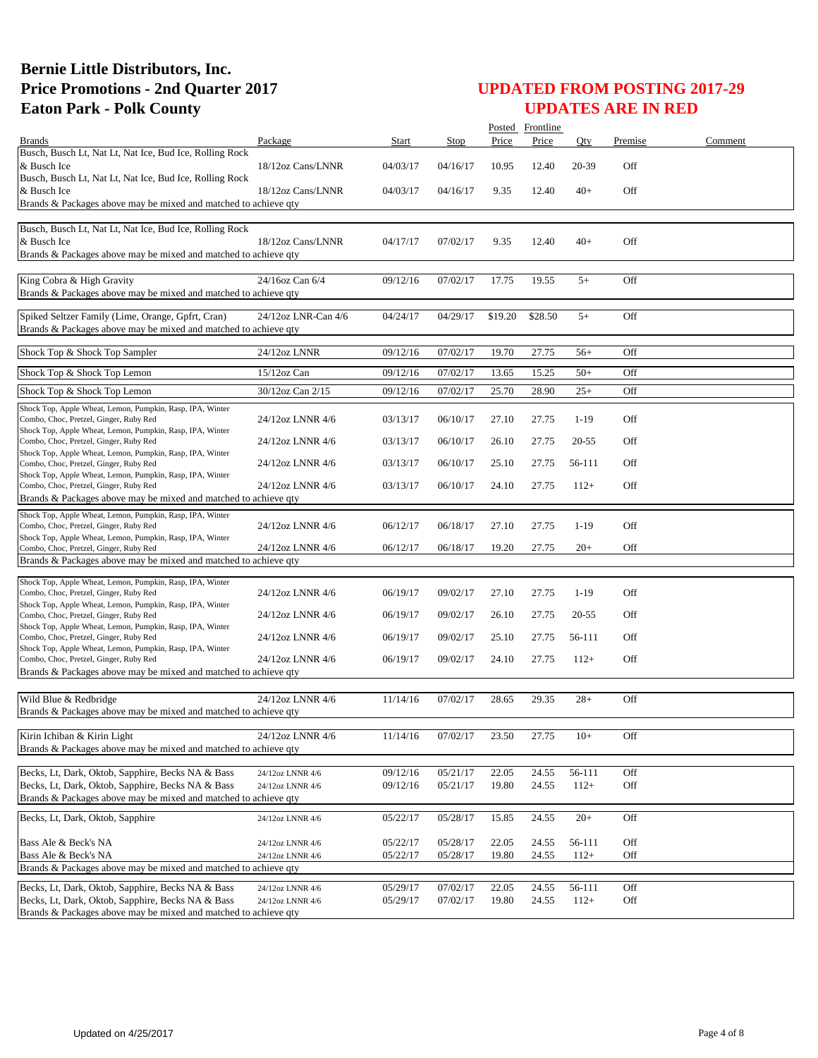# Bernie Little Distributors, Inc.
# Price Promotions - 2nd Quarter 2017
# Eaton Park - Polk County

## UPDATED FROM POSTING 2017-29
## UPDATES ARE IN RED

| Brands | Package | Start | Stop | Posted Price | Frontline Price | Qty | Premise | Comment |
|---|---|---|---|---|---|---|---|---|
| Busch, Busch Lt, Nat Lt, Nat Ice, Bud Ice, Rolling Rock & Busch Ice | 18/12oz Cans/LNNR | 04/03/17 | 04/16/17 | 10.95 | 12.40 | 20-39 | Off | |
| Busch, Busch Lt, Nat Lt, Nat Ice, Bud Ice, Rolling Rock & Busch Ice | 18/12oz Cans/LNNR | 04/03/17 | 04/16/17 | 9.35 | 12.40 | 40+ | Off | |
| Brands & Packages above may be mixed and matched to achieve qty | | | | | | | | |
| Busch, Busch Lt, Nat Lt, Nat Ice, Bud Ice, Rolling Rock & Busch Ice | 18/12oz Cans/LNNR | 04/17/17 | 07/02/17 | 9.35 | 12.40 | 40+ | Off | |
| Brands & Packages above may be mixed and matched to achieve qty | | | | | | | | |
| King Cobra & High Gravity | 24/16oz Can 6/4 | 09/12/16 | 07/02/17 | 17.75 | 19.55 | 5+ | Off | |
| Brands & Packages above may be mixed and matched to achieve qty | | | | | | | | |
| Spiked Seltzer Family (Lime, Orange, Gpfrt, Cran) | 24/12oz LNR-Can 4/6 | 04/24/17 | 04/29/17 | $19.20 | $28.50 | 5+ | Off | |
| Brands & Packages above may be mixed and matched to achieve qty | | | | | | | | |
| Shock Top & Shock Top Sampler | 24/12oz LNNR | 09/12/16 | 07/02/17 | 19.70 | 27.75 | 56+ | Off | |
| Shock Top & Shock Top Lemon | 15/12oz Can | 09/12/16 | 07/02/17 | 13.65 | 15.25 | 50+ | Off | |
| Shock Top & Shock Top Lemon | 30/12oz Can 2/15 | 09/12/16 | 07/02/17 | 25.70 | 28.90 | 25+ | Off | |
| Shock Top, Apple Wheat, Lemon, Pumpkin, Rasp, IPA, Winter Combo, Choc, Pretzel, Ginger, Ruby Red | 24/12oz LNNR 4/6 | 03/13/17 | 06/10/17 | 27.10 | 27.75 | 1-19 | Off | |
| Shock Top, Apple Wheat, Lemon, Pumpkin, Rasp, IPA, Winter Combo, Choc, Pretzel, Ginger, Ruby Red | 24/12oz LNNR 4/6 | 03/13/17 | 06/10/17 | 26.10 | 27.75 | 20-55 | Off | |
| Shock Top, Apple Wheat, Lemon, Pumpkin, Rasp, IPA, Winter Combo, Choc, Pretzel, Ginger, Ruby Red | 24/12oz LNNR 4/6 | 03/13/17 | 06/10/17 | 25.10 | 27.75 | 56-111 | Off | |
| Shock Top, Apple Wheat, Lemon, Pumpkin, Rasp, IPA, Winter Combo, Choc, Pretzel, Ginger, Ruby Red | 24/12oz LNNR 4/6 | 03/13/17 | 06/10/17 | 24.10 | 27.75 | 112+ | Off | |
| Brands & Packages above may be mixed and matched to achieve qty | | | | | | | | |
| Shock Top, Apple Wheat, Lemon, Pumpkin, Rasp, IPA, Winter Combo, Choc, Pretzel, Ginger, Ruby Red | 24/12oz LNNR 4/6 | 06/12/17 | 06/18/17 | 27.10 | 27.75 | 1-19 | Off | |
| Shock Top, Apple Wheat, Lemon, Pumpkin, Rasp, IPA, Winter Combo, Choc, Pretzel, Ginger, Ruby Red | 24/12oz LNNR 4/6 | 06/12/17 | 06/18/17 | 19.20 | 27.75 | 20+ | Off | |
| Brands & Packages above may be mixed and matched to achieve qty | | | | | | | | |
| Shock Top, Apple Wheat, Lemon, Pumpkin, Rasp, IPA, Winter Combo, Choc, Pretzel, Ginger, Ruby Red | 24/12oz LNNR 4/6 | 06/19/17 | 09/02/17 | 27.10 | 27.75 | 1-19 | Off | |
| Shock Top, Apple Wheat, Lemon, Pumpkin, Rasp, IPA, Winter Combo, Choc, Pretzel, Ginger, Ruby Red | 24/12oz LNNR 4/6 | 06/19/17 | 09/02/17 | 26.10 | 27.75 | 20-55 | Off | |
| Shock Top, Apple Wheat, Lemon, Pumpkin, Rasp, IPA, Winter Combo, Choc, Pretzel, Ginger, Ruby Red | 24/12oz LNNR 4/6 | 06/19/17 | 09/02/17 | 25.10 | 27.75 | 56-111 | Off | |
| Shock Top, Apple Wheat, Lemon, Pumpkin, Rasp, IPA, Winter Combo, Choc, Pretzel, Ginger, Ruby Red | 24/12oz LNNR 4/6 | 06/19/17 | 09/02/17 | 24.10 | 27.75 | 112+ | Off | |
| Brands & Packages above may be mixed and matched to achieve qty | | | | | | | | |
| Wild Blue & Redbridge | 24/12oz LNNR 4/6 | 11/14/16 | 07/02/17 | 28.65 | 29.35 | 28+ | Off | |
| Brands & Packages above may be mixed and matched to achieve qty | | | | | | | | |
| Kirin Ichiban & Kirin Light | 24/12oz LNNR 4/6 | 11/14/16 | 07/02/17 | 23.50 | 27.75 | 10+ | Off | |
| Brands & Packages above may be mixed and matched to achieve qty | | | | | | | | |
| Becks, Lt, Dark, Oktob, Sapphire, Becks NA & Bass | 24/12oz LNNR 4/6 | 09/12/16 | 05/21/17 | 22.05 | 24.55 | 56-111 | Off | |
| Becks, Lt, Dark, Oktob, Sapphire, Becks NA & Bass | 24/12oz LNNR 4/6 | 09/12/16 | 05/21/17 | 19.80 | 24.55 | 112+ | Off | |
| Brands & Packages above may be mixed and matched to achieve qty | | | | | | | | |
| Becks, Lt, Dark, Oktob, Sapphire | 24/12oz LNNR 4/6 | 05/22/17 | 05/28/17 | 15.85 | 24.55 | 20+ | Off | |
| Bass Ale & Beck's NA | 24/12oz LNNR 4/6 | 05/22/17 | 05/28/17 | 22.05 | 24.55 | 56-111 | Off | |
| Bass Ale & Beck's NA | 24/12oz LNNR 4/6 | 05/22/17 | 05/28/17 | 19.80 | 24.55 | 112+ | Off | |
| Brands & Packages above may be mixed and matched to achieve qty | | | | | | | | |
| Becks, Lt, Dark, Oktob, Sapphire, Becks NA & Bass | 24/12oz LNNR 4/6 | 05/29/17 | 07/02/17 | 22.05 | 24.55 | 56-111 | Off | |
| Becks, Lt, Dark, Oktob, Sapphire, Becks NA & Bass | 24/12oz LNNR 4/6 | 05/29/17 | 07/02/17 | 19.80 | 24.55 | 112+ | Off | |
| Brands & Packages above may be mixed and matched to achieve qty | | | | | | | | |

Updated on 4/25/2017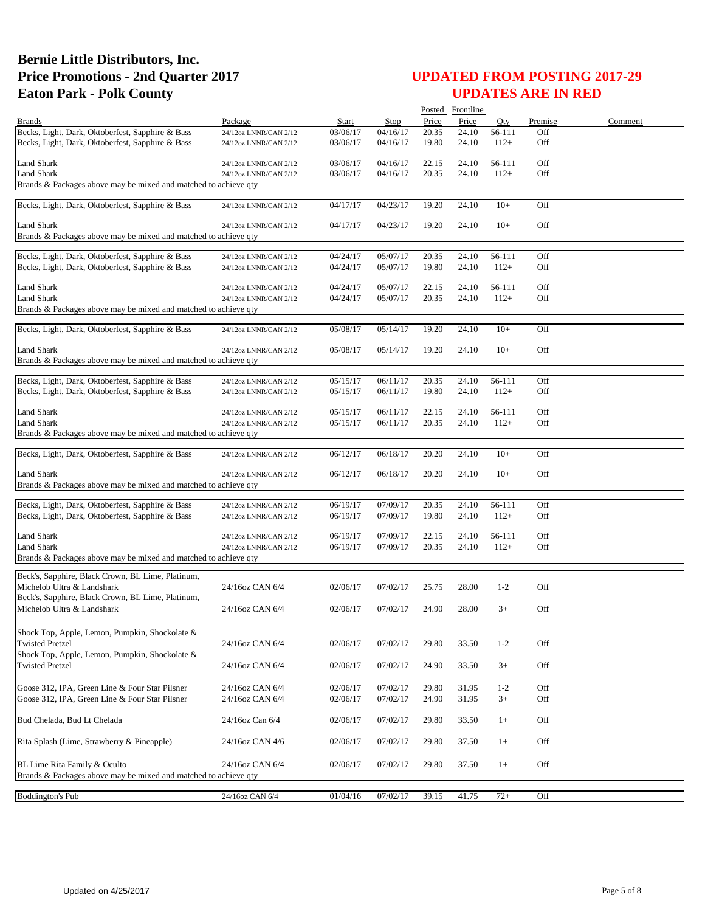# Bernie Little Distributors, Inc.
# Price Promotions - 2nd Quarter 2017
# Eaton Park - Polk County

## UPDATED FROM POSTING 2017-29
## UPDATES ARE IN RED

| Brands | Package | Start | Stop | Posted Price | Frontline Price | Qty | Premise | Comment |
|---|---|---|---|---|---|---|---|---|
| Becks, Light, Dark, Oktoberfest, Sapphire & Bass | 24/12oz LNNR/CAN 2/12 | 03/06/17 | 04/16/17 | 20.35 | 24.10 | 56-111 | Off | |
| Becks, Light, Dark, Oktoberfest, Sapphire & Bass | 24/12oz LNNR/CAN 2/12 | 03/06/17 | 04/16/17 | 19.80 | 24.10 | 112+ | Off | |
| Land Shark | 24/12oz LNNR/CAN 2/12 | 03/06/17 | 04/16/17 | 22.15 | 24.10 | 56-111 | Off | |
| Land Shark | 24/12oz LNNR/CAN 2/12 | 03/06/17 | 04/16/17 | 20.35 | 24.10 | 112+ | Off | |
| Brands & Packages above may be mixed and matched to achieve qty | | | | | | | | |
| Becks, Light, Dark, Oktoberfest, Sapphire & Bass | 24/12oz LNNR/CAN 2/12 | 04/17/17 | 04/23/17 | 19.20 | 24.10 | 10+ | Off | |
| Land Shark | 24/12oz LNNR/CAN 2/12 | 04/17/17 | 04/23/17 | 19.20 | 24.10 | 10+ | Off | |
| Brands & Packages above may be mixed and matched to achieve qty | | | | | | | | |
| Becks, Light, Dark, Oktoberfest, Sapphire & Bass | 24/12oz LNNR/CAN 2/12 | 04/24/17 | 05/07/17 | 20.35 | 24.10 | 56-111 | Off | |
| Becks, Light, Dark, Oktoberfest, Sapphire & Bass | 24/12oz LNNR/CAN 2/12 | 04/24/17 | 05/07/17 | 19.80 | 24.10 | 112+ | Off | |
| Land Shark | 24/12oz LNNR/CAN 2/12 | 04/24/17 | 05/07/17 | 22.15 | 24.10 | 56-111 | Off | |
| Land Shark | 24/12oz LNNR/CAN 2/12 | 04/24/17 | 05/07/17 | 20.35 | 24.10 | 112+ | Off | |
| Brands & Packages above may be mixed and matched to achieve qty | | | | | | | | |
| Becks, Light, Dark, Oktoberfest, Sapphire & Bass | 24/12oz LNNR/CAN 2/12 | 05/08/17 | 05/14/17 | 19.20 | 24.10 | 10+ | Off | |
| Land Shark | 24/12oz LNNR/CAN 2/12 | 05/08/17 | 05/14/17 | 19.20 | 24.10 | 10+ | Off | |
| Brands & Packages above may be mixed and matched to achieve qty | | | | | | | | |
| Becks, Light, Dark, Oktoberfest, Sapphire & Bass | 24/12oz LNNR/CAN 2/12 | 05/15/17 | 06/11/17 | 20.35 | 24.10 | 56-111 | Off | |
| Becks, Light, Dark, Oktoberfest, Sapphire & Bass | 24/12oz LNNR/CAN 2/12 | 05/15/17 | 06/11/17 | 19.80 | 24.10 | 112+ | Off | |
| Land Shark | 24/12oz LNNR/CAN 2/12 | 05/15/17 | 06/11/17 | 22.15 | 24.10 | 56-111 | Off | |
| Land Shark | 24/12oz LNNR/CAN 2/12 | 05/15/17 | 06/11/17 | 20.35 | 24.10 | 112+ | Off | |
| Brands & Packages above may be mixed and matched to achieve qty | | | | | | | | |
| Becks, Light, Dark, Oktoberfest, Sapphire & Bass | 24/12oz LNNR/CAN 2/12 | 06/12/17 | 06/18/17 | 20.20 | 24.10 | 10+ | Off | |
| Land Shark | 24/12oz LNNR/CAN 2/12 | 06/12/17 | 06/18/17 | 20.20 | 24.10 | 10+ | Off | |
| Brands & Packages above may be mixed and matched to achieve qty | | | | | | | | |
| Becks, Light, Dark, Oktoberfest, Sapphire & Bass | 24/12oz LNNR/CAN 2/12 | 06/19/17 | 07/09/17 | 20.35 | 24.10 | 56-111 | Off | |
| Becks, Light, Dark, Oktoberfest, Sapphire & Bass | 24/12oz LNNR/CAN 2/12 | 06/19/17 | 07/09/17 | 19.80 | 24.10 | 112+ | Off | |
| Land Shark | 24/12oz LNNR/CAN 2/12 | 06/19/17 | 07/09/17 | 22.15 | 24.10 | 56-111 | Off | |
| Land Shark | 24/12oz LNNR/CAN 2/12 | 06/19/17 | 07/09/17 | 20.35 | 24.10 | 112+ | Off | |
| Brands & Packages above may be mixed and matched to achieve qty | | | | | | | | |
| Beck's, Sapphire, Black Crown, BL Lime, Platinum, Michelob Ultra & Landshark | 24/16oz CAN 6/4 | 02/06/17 | 07/02/17 | 25.75 | 28.00 | 1-2 | Off | |
| Beck's, Sapphire, Black Crown, BL Lime, Platinum, Michelob Ultra & Landshark | 24/16oz CAN 6/4 | 02/06/17 | 07/02/17 | 24.90 | 28.00 | 3+ | Off | |
| Shock Top, Apple, Lemon, Pumpkin, Shockolate & Twisted Pretzel | 24/16oz CAN 6/4 | 02/06/17 | 07/02/17 | 29.80 | 33.50 | 1-2 | Off | |
| Shock Top, Apple, Lemon, Pumpkin, Shockolate & Twisted Pretzel | 24/16oz CAN 6/4 | 02/06/17 | 07/02/17 | 24.90 | 33.50 | 3+ | Off | |
| Goose 312, IPA, Green Line & Four Star Pilsner | 24/16oz CAN 6/4 | 02/06/17 | 07/02/17 | 29.80 | 31.95 | 1-2 | Off | |
| Goose 312, IPA, Green Line & Four Star Pilsner | 24/16oz CAN 6/4 | 02/06/17 | 07/02/17 | 24.90 | 31.95 | 3+ | Off | |
| Bud Chelada, Bud Lt Chelada | 24/16oz Can 6/4 | 02/06/17 | 07/02/17 | 29.80 | 33.50 | 1+ | Off | |
| Rita Splash (Lime, Strawberry & Pineapple) | 24/16oz CAN 4/6 | 02/06/17 | 07/02/17 | 29.80 | 37.50 | 1+ | Off | |
| BL Lime Rita Family & Oculto | 24/16oz CAN 6/4 | 02/06/17 | 07/02/17 | 29.80 | 37.50 | 1+ | Off | |
| Brands & Packages above may be mixed and matched to achieve qty | | | | | | | | |
| Boddington's Pub | 24/16oz CAN 6/4 | 01/04/16 | 07/02/17 | 39.15 | 41.75 | 72+ | Off | |

Updated on 4/25/2017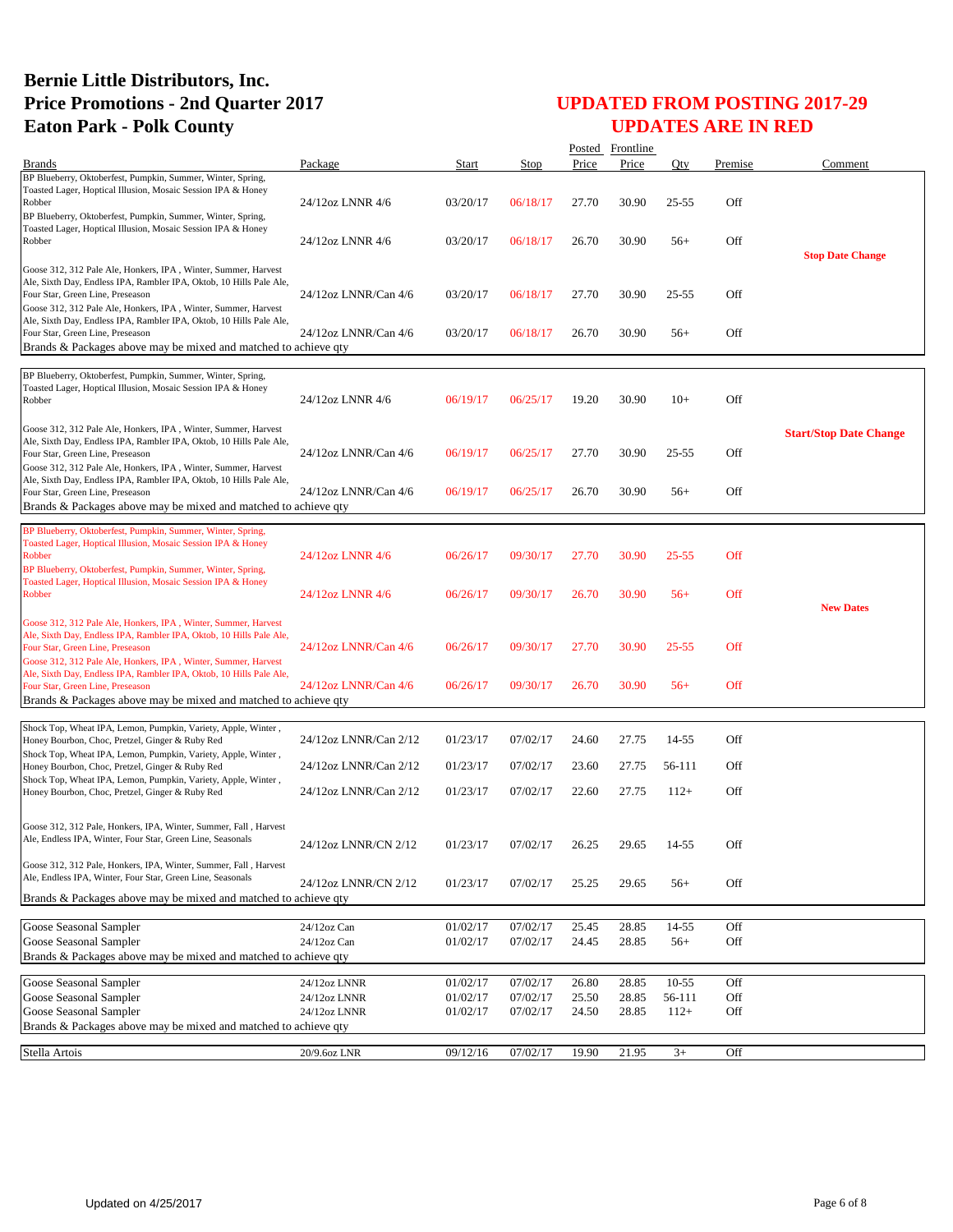# Bernie Little Distributors, Inc.
# Price Promotions - 2nd Quarter 2017
# Eaton Park - Polk County

## UPDATED FROM POSTING 2017-29
## UPDATES ARE IN RED

| Brands | Package | Start | Stop | Posted Price | Frontline Price | Qty | Premise | Comment |
|---|---|---|---|---|---|---|---|---|
| BP Blueberry, Oktoberfest, Pumpkin, Summer, Winter, Spring, Toasted Lager, Hoptical Illusion, Mosaic Session IPA & Honey Robber | 24/12oz LNNR 4/6 | 03/20/17 | 06/18/17 | 27.70 | 30.90 | 25-55 | Off | |
| BP Blueberry, Oktoberfest, Pumpkin, Summer, Winter, Spring, Toasted Lager, Hoptical Illusion, Mosaic Session IPA & Honey Robber | 24/12oz LNNR 4/6 | 03/20/17 | 06/18/17 | 26.70 | 30.90 | 56+ | Off | **Stop Date Change** |
| Goose 312, 312 Pale Ale, Honkers, IPA , Winter, Summer, Harvest Ale, Sixth Day, Endless IPA, Rambler IPA, Oktob, 10 Hills Pale Ale, Four Star, Green Line, Preseason | 24/12oz LNNR/Can 4/6 | 03/20/17 | 06/18/17 | 27.70 | 30.90 | 25-55 | Off | |
| Goose 312, 312 Pale Ale, Honkers, IPA , Winter, Summer, Harvest Ale, Sixth Day, Endless IPA, Rambler IPA, Oktob, 10 Hills Pale Ale, Four Star, Green Line, Preseason | 24/12oz LNNR/Can 4/6 | 03/20/17 | 06/18/17 | 26.70 | 30.90 | 56+ | Off | |
| Brands & Packages above may be mixed and matched to achieve qty | | | | | | | | |
| BP Blueberry, Oktoberfest, Pumpkin, Summer, Winter, Spring, Toasted Lager, Hoptical Illusion, Mosaic Session IPA & Honey Robber | 24/12oz LNNR 4/6 | 06/19/17 | 06/25/17 | 19.20 | 30.90 | 10+ | Off | |
| Goose 312, 312 Pale Ale, Honkers, IPA , Winter, Summer, Harvest Ale, Sixth Day, Endless IPA, Rambler IPA, Oktob, 10 Hills Pale Ale, Four Star, Green Line, Preseason | 24/12oz LNNR/Can 4/6 | 06/19/17 | 06/25/17 | 27.70 | 30.90 | 25-55 | Off | **Start/Stop Date Change** |
| Goose 312, 312 Pale Ale, Honkers, IPA , Winter, Summer, Harvest Ale, Sixth Day, Endless IPA, Rambler IPA, Oktob, 10 Hills Pale Ale, Four Star, Green Line, Preseason | 24/12oz LNNR/Can 4/6 | 06/19/17 | 06/25/17 | 26.70 | 30.90 | 56+ | Off | |
| Brands & Packages above may be mixed and matched to achieve qty | | | | | | | | |
| BP Blueberry, Oktoberfest, Pumpkin, Summer, Winter, Spring, Toasted Lager, Hoptical Illusion, Mosaic Session IPA & Honey Robber | 24/12oz LNNR 4/6 | 06/26/17 | 09/30/17 | 27.70 | 30.90 | 25-55 | Off | |
| BP Blueberry, Oktoberfest, Pumpkin, Summer, Winter, Spring, Toasted Lager, Hoptical Illusion, Mosaic Session IPA & Honey Robber | 24/12oz LNNR 4/6 | 06/26/17 | 09/30/17 | 26.70 | 30.90 | 56+ | Off | **New Dates** |
| Goose 312, 312 Pale Ale, Honkers, IPA , Winter, Summer, Harvest Ale, Sixth Day, Endless IPA, Rambler IPA, Oktob, 10 Hills Pale Ale, Four Star, Green Line, Preseason | 24/12oz LNNR/Can 4/6 | 06/26/17 | 09/30/17 | 27.70 | 30.90 | 25-55 | Off | |
| Goose 312, 312 Pale Ale, Honkers, IPA , Winter, Summer, Harvest Ale, Sixth Day, Endless IPA, Rambler IPA, Oktob, 10 Hills Pale Ale, Four Star, Green Line, Preseason | 24/12oz LNNR/Can 4/6 | 06/26/17 | 09/30/17 | 26.70 | 30.90 | 56+ | Off | |
| Brands & Packages above may be mixed and matched to achieve qty | | | | | | | | |
| Shock Top, Wheat IPA, Lemon, Pumpkin, Variety, Apple, Winter , Honey Bourbon, Choc, Pretzel, Ginger & Ruby Red | 24/12oz LNNR/Can 2/12 | 01/23/17 | 07/02/17 | 24.60 | 27.75 | 14-55 | Off | |
| Shock Top, Wheat IPA, Lemon, Pumpkin, Variety, Apple, Winter , Honey Bourbon, Choc, Pretzel, Ginger & Ruby Red | 24/12oz LNNR/Can 2/12 | 01/23/17 | 07/02/17 | 23.60 | 27.75 | 56-111 | Off | |
| Shock Top, Wheat IPA, Lemon, Pumpkin, Variety, Apple, Winter , Honey Bourbon, Choc, Pretzel, Ginger & Ruby Red | 24/12oz LNNR/Can 2/12 | 01/23/17 | 07/02/17 | 22.60 | 27.75 | 112+ | Off | |
| Goose 312, 312 Pale, Honkers, IPA, Winter, Summer, Fall , Harvest Ale, Endless IPA, Winter, Four Star, Green Line, Seasonals | 24/12oz LNNR/CN 2/12 | 01/23/17 | 07/02/17 | 26.25 | 29.65 | 14-55 | Off | |
| Goose 312, 312 Pale, Honkers, IPA, Winter, Summer, Fall , Harvest Ale, Endless IPA, Winter, Four Star, Green Line, Seasonals | 24/12oz LNNR/CN 2/12 | 01/23/17 | 07/02/17 | 25.25 | 29.65 | 56+ | Off | |
| Brands & Packages above may be mixed and matched to achieve qty | | | | | | | | |
| Goose Seasonal Sampler | 24/12oz Can | 01/02/17 | 07/02/17 | 25.45 | 28.85 | 14-55 | Off | |
| Goose Seasonal Sampler | 24/12oz Can | 01/02/17 | 07/02/17 | 24.45 | 28.85 | 56+ | Off | |
| Brands & Packages above may be mixed and matched to achieve qty | | | | | | | | |
| Goose Seasonal Sampler | 24/12oz LNNR | 01/02/17 | 07/02/17 | 26.80 | 28.85 | 10-55 | Off | |
| Goose Seasonal Sampler | 24/12oz LNNR | 01/02/17 | 07/02/17 | 25.50 | 28.85 | 56-111 | Off | |
| Goose Seasonal Sampler | 24/12oz LNNR | 01/02/17 | 07/02/17 | 24.50 | 28.85 | 112+ | Off | |
| Brands & Packages above may be mixed and matched to achieve qty | | | | | | | | |
| Stella Artois | 20/9.6oz LNR | 09/12/16 | 07/02/17 | 19.90 | 21.95 | 3+ | Off | |

Updated on 4/25/2017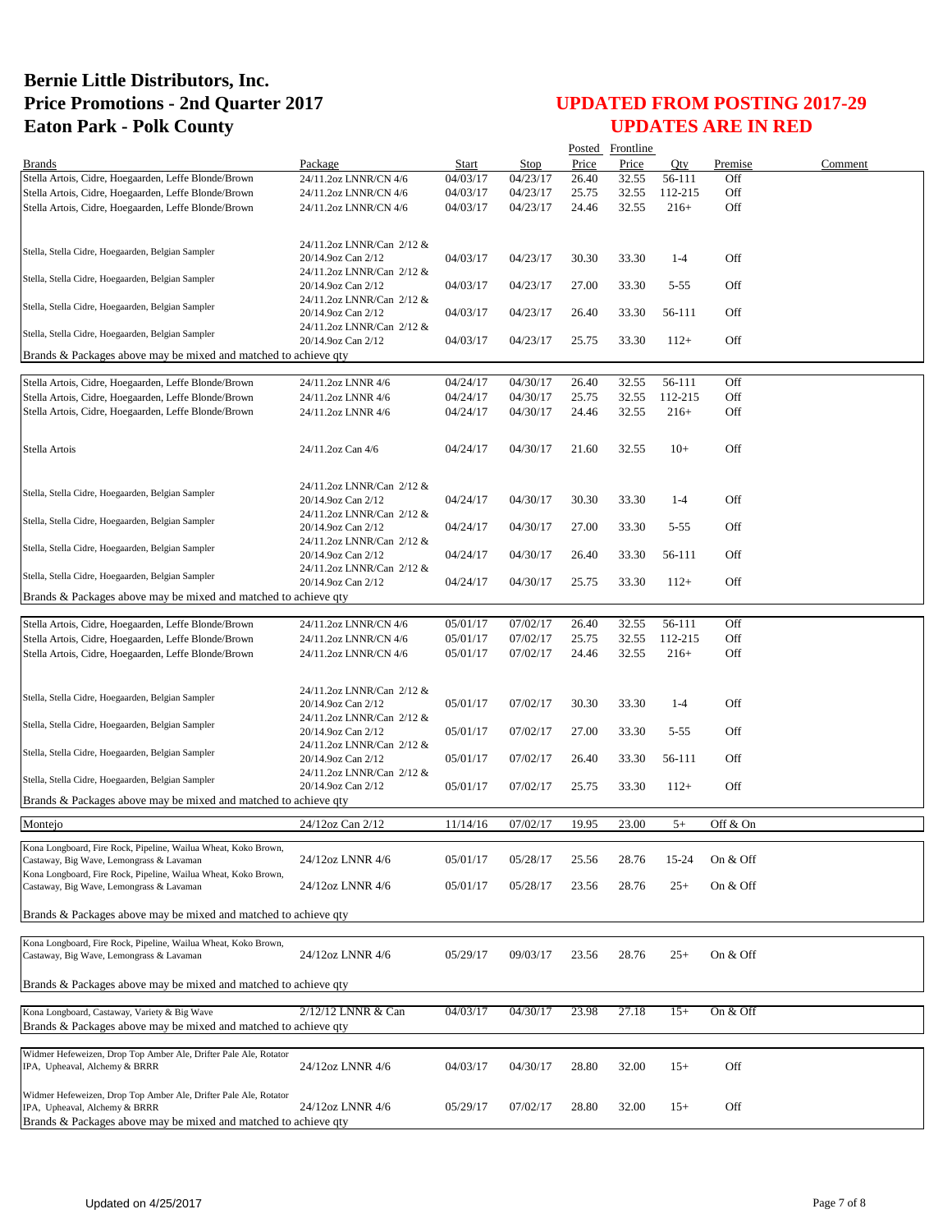# Bernie Little Distributors, Inc.
# Price Promotions - 2nd Quarter 2017
# Eaton Park - Polk County

## UPDATED FROM POSTING 2017-29
## UPDATES ARE IN RED

| Brands | Package | Start | Stop | Posted Price | Frontline Price | Qty | Premise | Comment |
|---|---|---|---|---|---|---|---|---|
| Stella Artois, Cidre, Hoegaarden, Leffe Blonde/Brown | 24/11.2oz LNNR/CN 4/6 | 04/03/17 | 04/23/17 | 26.40 | 32.55 | 56-111 | Off | |
| Stella Artois, Cidre, Hoegaarden, Leffe Blonde/Brown | 24/11.2oz LNNR/CN 4/6 | 04/03/17 | 04/23/17 | 25.75 | 32.55 | 112-215 | Off | |
| Stella Artois, Cidre, Hoegaarden, Leffe Blonde/Brown | 24/11.2oz LNNR/CN 4/6 | 04/03/17 | 04/23/17 | 24.46 | 32.55 | 216+ | Off | |
| Stella, Stella Cidre, Hoegaarden, Belgian Sampler | 24/11.2oz LNNR/Can 2/12 & 20/14.9oz Can 2/12 | 04/03/17 | 04/23/17 | 30.30 | 33.30 | 1-4 | Off | |
| Stella, Stella Cidre, Hoegaarden, Belgian Sampler | 24/11.2oz LNNR/Can 2/12 & 20/14.9oz Can 2/12 | 04/03/17 | 04/23/17 | 27.00 | 33.30 | 5-55 | Off | |
| Stella, Stella Cidre, Hoegaarden, Belgian Sampler | 24/11.2oz LNNR/Can 2/12 & 20/14.9oz Can 2/12 | 04/03/17 | 04/23/17 | 26.40 | 33.30 | 56-111 | Off | |
| Stella, Stella Cidre, Hoegaarden, Belgian Sampler | 24/11.2oz LNNR/Can 2/12 & 20/14.9oz Can 2/12 | 04/03/17 | 04/23/17 | 25.75 | 33.30 | 112+ | Off | |
| Brands & Packages above may be mixed and matched to achieve qty | | | | | | | | |
| Stella Artois, Cidre, Hoegaarden, Leffe Blonde/Brown | 24/11.2oz LNNR 4/6 | 04/24/17 | 04/30/17 | 26.40 | 32.55 | 56-111 | Off | |
| Stella Artois, Cidre, Hoegaarden, Leffe Blonde/Brown | 24/11.2oz LNNR 4/6 | 04/24/17 | 04/30/17 | 25.75 | 32.55 | 112-215 | Off | |
| Stella Artois, Cidre, Hoegaarden, Leffe Blonde/Brown | 24/11.2oz LNNR 4/6 | 04/24/17 | 04/30/17 | 24.46 | 32.55 | 216+ | Off | |
| Stella Artois | 24/11.2oz Can 4/6 | 04/24/17 | 04/30/17 | 21.60 | 32.55 | 10+ | Off | |
| Stella, Stella Cidre, Hoegaarden, Belgian Sampler | 24/11.2oz LNNR/Can 2/12 & 20/14.9oz Can 2/12 | 04/24/17 | 04/30/17 | 30.30 | 33.30 | 1-4 | Off | |
| Stella, Stella Cidre, Hoegaarden, Belgian Sampler | 24/11.2oz LNNR/Can 2/12 & 20/14.9oz Can 2/12 | 04/24/17 | 04/30/17 | 27.00 | 33.30 | 5-55 | Off | |
| Stella, Stella Cidre, Hoegaarden, Belgian Sampler | 24/11.2oz LNNR/Can 2/12 & 20/14.9oz Can 2/12 | 04/24/17 | 04/30/17 | 26.40 | 33.30 | 56-111 | Off | |
| Stella, Stella Cidre, Hoegaarden, Belgian Sampler | 24/11.2oz LNNR/Can 2/12 & 20/14.9oz Can 2/12 | 04/24/17 | 04/30/17 | 25.75 | 33.30 | 112+ | Off | |
| Brands & Packages above may be mixed and matched to achieve qty | | | | | | | | |
| Stella Artois, Cidre, Hoegaarden, Leffe Blonde/Brown | 24/11.2oz LNNR/CN 4/6 | 05/01/17 | 07/02/17 | 26.40 | 32.55 | 56-111 | Off | |
| Stella Artois, Cidre, Hoegaarden, Leffe Blonde/Brown | 24/11.2oz LNNR/CN 4/6 | 05/01/17 | 07/02/17 | 25.75 | 32.55 | 112-215 | Off | |
| Stella Artois, Cidre, Hoegaarden, Leffe Blonde/Brown | 24/11.2oz LNNR/CN 4/6 | 05/01/17 | 07/02/17 | 24.46 | 32.55 | 216+ | Off | |
| Stella, Stella Cidre, Hoegaarden, Belgian Sampler | 24/11.2oz LNNR/Can 2/12 & 20/14.9oz Can 2/12 | 05/01/17 | 07/02/17 | 30.30 | 33.30 | 1-4 | Off | |
| Stella, Stella Cidre, Hoegaarden, Belgian Sampler | 24/11.2oz LNNR/Can 2/12 & 20/14.9oz Can 2/12 | 05/01/17 | 07/02/17 | 27.00 | 33.30 | 5-55 | Off | |
| Stella, Stella Cidre, Hoegaarden, Belgian Sampler | 24/11.2oz LNNR/Can 2/12 & 20/14.9oz Can 2/12 | 05/01/17 | 07/02/17 | 26.40 | 33.30 | 56-111 | Off | |
| Stella, Stella Cidre, Hoegaarden, Belgian Sampler | 24/11.2oz LNNR/Can 2/12 & 20/14.9oz Can 2/12 | 05/01/17 | 07/02/17 | 25.75 | 33.30 | 112+ | Off | |
| Brands & Packages above may be mixed and matched to achieve qty | | | | | | | | |
| Montejo | 24/12oz Can 2/12 | 11/14/16 | 07/02/17 | 19.95 | 23.00 | 5+ | Off & On | |
| Kona Longboard, Fire Rock, Pipeline, Wailua Wheat, Koko Brown, Castaway, Big Wave, Lemongrass & Lavaman | 24/12oz LNNR 4/6 | 05/01/17 | 05/28/17 | 25.56 | 28.76 | 15-24 | On & Off | |
| Kona Longboard, Fire Rock, Pipeline, Wailua Wheat, Koko Brown, Castaway, Big Wave, Lemongrass & Lavaman | 24/12oz LNNR 4/6 | 05/01/17 | 05/28/17 | 23.56 | 28.76 | 25+ | On & Off | |
| Brands & Packages above may be mixed and matched to achieve qty | | | | | | | | |
| Kona Longboard, Fire Rock, Pipeline, Wailua Wheat, Koko Brown, Castaway, Big Wave, Lemongrass & Lavaman | 24/12oz LNNR 4/6 | 05/29/17 | 09/03/17 | 23.56 | 28.76 | 25+ | On & Off | |
| Brands & Packages above may be mixed and matched to achieve qty | | | | | | | | |
| Kona Longboard, Castaway, Variety & Big Wave | 2/12/12 LNNR & Can | 04/03/17 | 04/30/17 | 23.98 | 27.18 | 15+ | On & Off | |
| Brands & Packages above may be mixed and matched to achieve qty | | | | | | | | |
| Widmer Hefeweizen, Drop Top Amber Ale, Drifter Pale Ale, Rotator IPA, Upheaval, Alchemy & BRRR | 24/12oz LNNR 4/6 | 04/03/17 | 04/30/17 | 28.80 | 32.00 | 15+ | Off | |
| Widmer Hefeweizen, Drop Top Amber Ale, Drifter Pale Ale, Rotator IPA, Upheaval, Alchemy & BRRR | 24/12oz LNNR 4/6 | 05/29/17 | 07/02/17 | 28.80 | 32.00 | 15+ | Off | |
| Brands & Packages above may be mixed and matched to achieve qty | | | | | | | | |

Updated on 4/25/2017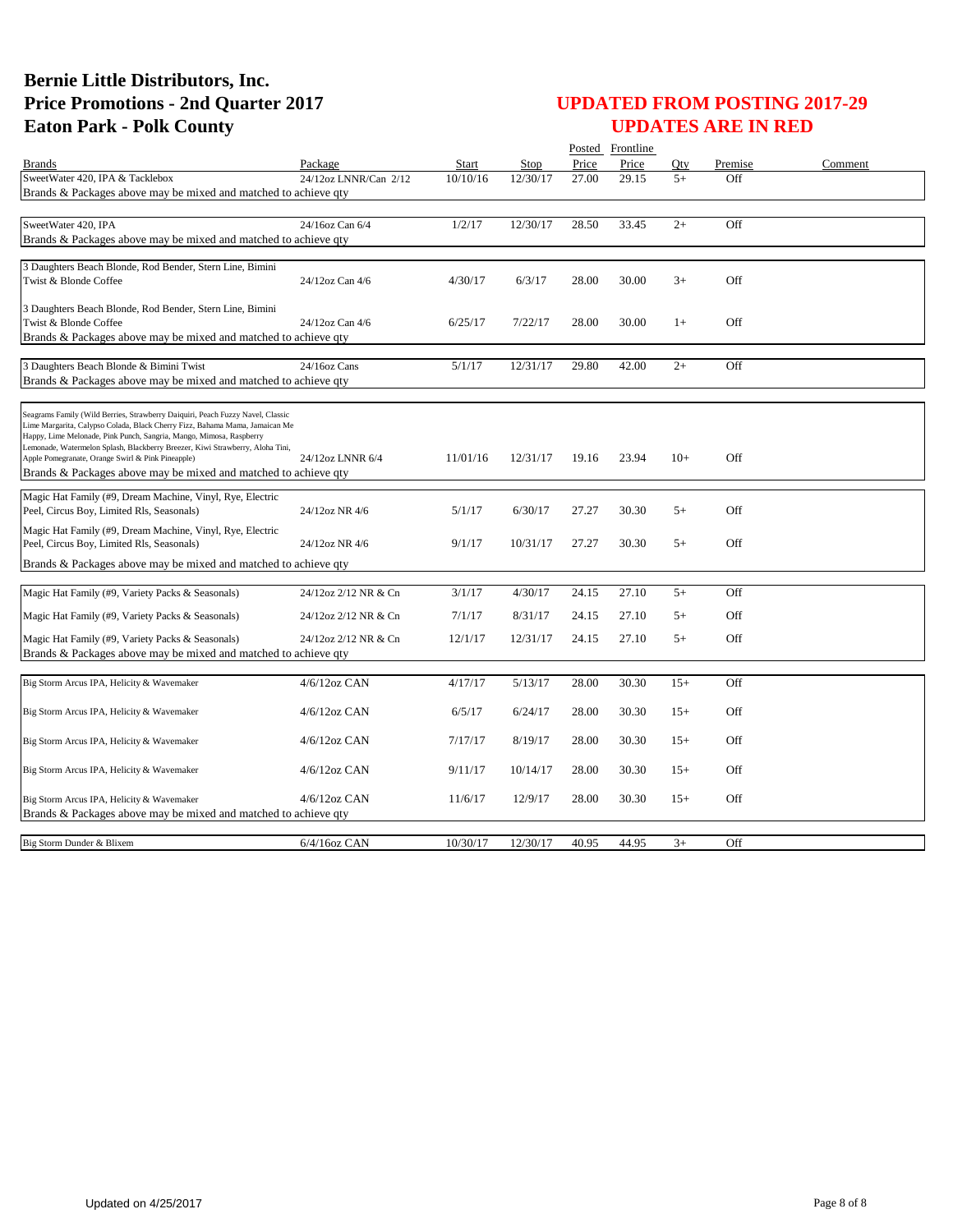# Bernie Little Distributors, Inc.
# Price Promotions - 2nd Quarter 2017
# Eaton Park - Polk County

## UPDATED FROM POSTING 2017-29
## UPDATES ARE IN RED

| Brands | Package | Start | Stop | Posted Price | Frontline Price | Qty | Premise | Comment |
|---|---|---|---|---|---|---|---|---|
| SweetWater 420, IPA & Tacklebox | 24/12oz LNNR/Can 2/12 | 10/10/16 | 12/30/17 | 27.00 | 29.15 | 5+ | Off | |
| Brands & Packages above may be mixed and matched to achieve qty | | | | | | | | |
| SweetWater 420, IPA | 24/16oz Can 6/4 | 1/2/17 | 12/30/17 | 28.50 | 33.45 | 2+ | Off | |
| Brands & Packages above may be mixed and matched to achieve qty | | | | | | | | |
| 3 Daughters Beach Blonde, Rod Bender, Stern Line, Bimini Twist & Blonde Coffee | 24/12oz Can 4/6 | 4/30/17 | 6/3/17 | 28.00 | 30.00 | 3+ | Off | |
| 3 Daughters Beach Blonde, Rod Bender, Stern Line, Bimini Twist & Blonde Coffee | 24/12oz Can 4/6 | 6/25/17 | 7/22/17 | 28.00 | 30.00 | 1+ | Off | |
| Brands & Packages above may be mixed and matched to achieve qty | | | | | | | | |
| 3 Daughters Beach Blonde & Bimini Twist | 24/16oz Cans | 5/1/17 | 12/31/17 | 29.80 | 42.00 | 2+ | Off | |
| Brands & Packages above may be mixed and matched to achieve qty | | | | | | | | |
| Seagrams Family (Wild Berries, Strawberry Daiquiri, Peach Fuzzy Navel, Classic Lime Margarita, Calypso Colada, Black Cherry Fizz, Bahama Mama, Jamaican Me Happy, Lime Melonade, Pink Punch, Sangria, Mango, Mimosa, Raspberry Lemonade, Watermelon Splash, Blackberry Breezer, Kiwi Strawberry, Aloha Tini, Apple Pomegranate, Orange Swirl & Pink Pineapple) | 24/12oz LNNR 6/4 | 11/01/16 | 12/31/17 | 19.16 | 23.94 | 10+ | Off | |
| Brands & Packages above may be mixed and matched to achieve qty | | | | | | | | |
| Magic Hat Family (#9, Dream Machine, Vinyl, Rye, Electric Peel, Circus Boy, Limited Rls, Seasonals) | 24/12oz NR 4/6 | 5/1/17 | 6/30/17 | 27.27 | 30.30 | 5+ | Off | |
| Magic Hat Family (#9, Dream Machine, Vinyl, Rye, Electric Peel, Circus Boy, Limited Rls, Seasonals) | 24/12oz NR 4/6 | 9/1/17 | 10/31/17 | 27.27 | 30.30 | 5+ | Off | |
| Brands & Packages above may be mixed and matched to achieve qty | | | | | | | | |
| Magic Hat Family (#9, Variety Packs & Seasonals) | 24/12oz 2/12 NR & Cn | 3/1/17 | 4/30/17 | 24.15 | 27.10 | 5+ | Off | |
| Magic Hat Family (#9, Variety Packs & Seasonals) | 24/12oz 2/12 NR & Cn | 7/1/17 | 8/31/17 | 24.15 | 27.10 | 5+ | Off | |
| Magic Hat Family (#9, Variety Packs & Seasonals) | 24/12oz 2/12 NR & Cn | 12/1/17 | 12/31/17 | 24.15 | 27.10 | 5+ | Off | |
| Brands & Packages above may be mixed and matched to achieve qty | | | | | | | | |
| Big Storm Arcus IPA, Helicity & Wavemaker | 4/6/12oz CAN | 4/17/17 | 5/13/17 | 28.00 | 30.30 | 15+ | Off | |
| Big Storm Arcus IPA, Helicity & Wavemaker | 4/6/12oz CAN | 6/5/17 | 6/24/17 | 28.00 | 30.30 | 15+ | Off | |
| Big Storm Arcus IPA, Helicity & Wavemaker | 4/6/12oz CAN | 7/17/17 | 8/19/17 | 28.00 | 30.30 | 15+ | Off | |
| Big Storm Arcus IPA, Helicity & Wavemaker | 4/6/12oz CAN | 9/11/17 | 10/14/17 | 28.00 | 30.30 | 15+ | Off | |
| Big Storm Arcus IPA, Helicity & Wavemaker | 4/6/12oz CAN | 11/6/17 | 12/9/17 | 28.00 | 30.30 | 15+ | Off | |
| Brands & Packages above may be mixed and matched to achieve qty | | | | | | | | |
| Big Storm Dunder & Blixem | 6/4/16oz CAN | 10/30/17 | 12/30/17 | 40.95 | 44.95 | 3+ | Off | |

Updated on 4/25/2017